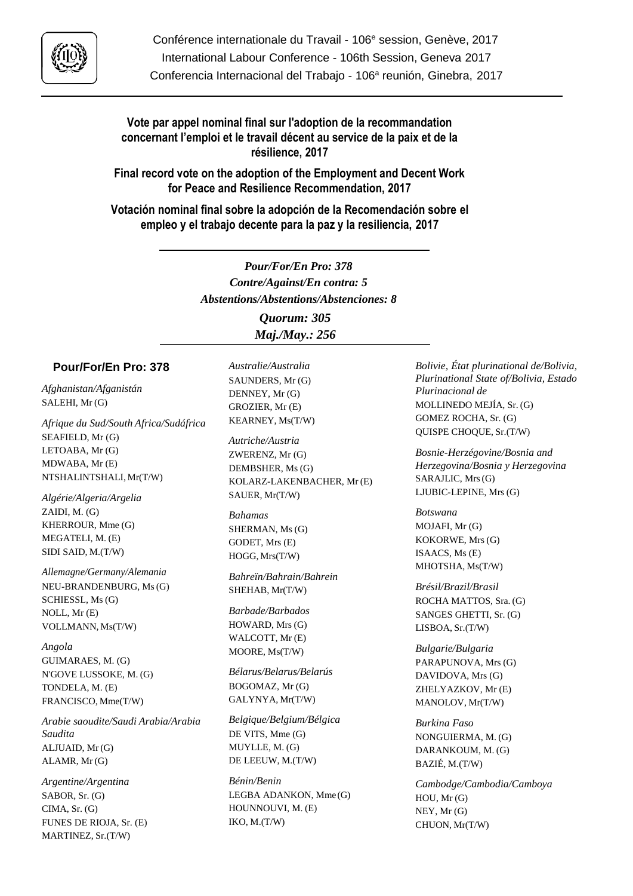Conférence internationale du Travail - 106e session, Genève, 2017
International Labour Conference - 106th Session, Geneva 2017
Conferencia Internacional del Trabajo - 106ª reunión, Ginebra, 2017

**Vote par appel nominal final sur l'adoption de la recommandation concernant l'emploi et le travail décent au service de la paix et de la résilience, 2017**

**Final record vote on the adoption of the Employment and Decent Work for Peace and Resilience Recommendation, 2017**

**Votación nominal final sobre la adopción de la Recomendación sobre el empleo y el trabajo decente para la paz y la resiliencia, 2017**

***Pour/For/En Pro: 378***
***Contre/Against/En contra: 5***
***Abstentions/Abstentions/Abstenciones: 8***
***Quorum: 305***
***Maj./May.: 256***

## Pour/For/En Pro: 378

*Afghanistan/Afganistán*
SALEHI, Mr (G)

*Afrique du Sud/South Africa/Sudáfrica*
SEAFIELD, Mr (G)
LETOABA, Mr (G)
MDWABA, Mr (E)
NTSHALINTSHALI, Mr(T/W)

*Algérie/Algeria/Argelia*
ZAIDI, M. (G)
KHERROUR, Mme (G)
MEGATELI, M. (E)
SIDI SAID, M.(T/W)

*Allemagne/Germany/Alemania*
NEU-BRANDENBURG, Ms (G)
SCHIESSL, Ms (G)
NOLL, Mr (E)
VOLLMANN, Ms(T/W)

*Angola*
GUIMARAES, M. (G)
N'GOVE LUSSOKE, M. (G)
TONDELA, M. (E)
FRANCISCO, Mme(T/W)

*Arabie saoudite/Saudi Arabia/Arabia Saudita*
ALJUAID, Mr (G)
ALAMR, Mr (G)

*Argentine/Argentina*
SABOR, Sr. (G)
CIMA, Sr. (G)
FUNES DE RIOJA, Sr. (E)
MARTINEZ, Sr.(T/W)

*Australie/Australia*
SAUNDERS, Mr (G)
DENNEY, Mr (G)
GROZIER, Mr (E)
KEARNEY, Ms(T/W)

*Autriche/Austria*
ZWERENZ, Mr (G)
DEMBSHER, Ms (G)
KOLARZ-LAKENBACHER, Mr (E)
SAUER, Mr(T/W)

*Bahamas*
SHERMAN, Ms (G)
GODET, Mrs (E)
HOGG, Mrs(T/W)

*Bahreïn/Bahrain/Bahrein*
SHEHAB, Mr(T/W)

*Barbade/Barbados*
HOWARD, Mrs (G)
WALCOTT, Mr (E)
MOORE, Ms(T/W)

*Bélarus/Belarus/Belarús*
BOGOMAZ, Mr (G)
GALYNYA, Mr(T/W)

*Belgique/Belgium/Bélgica*
DE VITS, Mme (G)
MUYLLE, M. (G)
DE LEEUW, M.(T/W)

*Bénin/Benin*
LEGBA ADANKON, Mme (G)
HOUNNOUVI, M. (E)
IKO, M.(T/W)

*Bolivie, État plurinational de/Bolivia, Plurinational State of/Bolivia, Estado Plurinacional de*
MOLLINEDO MEJÍA, Sr. (G)
GOMEZ ROCHA, Sr. (G)
QUISPE CHOQUE, Sr.(T/W)

*Bosnie-Herzégovine/Bosnia and Herzegovina/Bosnia y Herzegovina*
SARAJLIC, Mrs (G)
LJUBIC-LEPINE, Mrs (G)

*Botswana*
MOJAFI, Mr (G)
KOKORWE, Mrs (G)
ISAACS, Ms (E)
MHOTSHA, Ms(T/W)

*Brésil/Brazil/Brasil*
ROCHA MATTOS, Sra. (G)
SANGES GHETTI, Sr. (G)
LISBOA, Sr.(T/W)

*Bulgarie/Bulgaria*
PARAPUNOVA, Mrs (G)
DAVIDOVA, Mrs (G)
ZHELYAZKOV, Mr (E)
MANOLOV, Mr(T/W)

*Burkina Faso*
NONGUIERMA, M. (G)
DARANKOUM, M. (G)
BAZIÉ, M.(T/W)

*Cambodge/Cambodia/Camboya*
HOU, Mr (G)
NEY, Mr (G)
CHUON, Mr(T/W)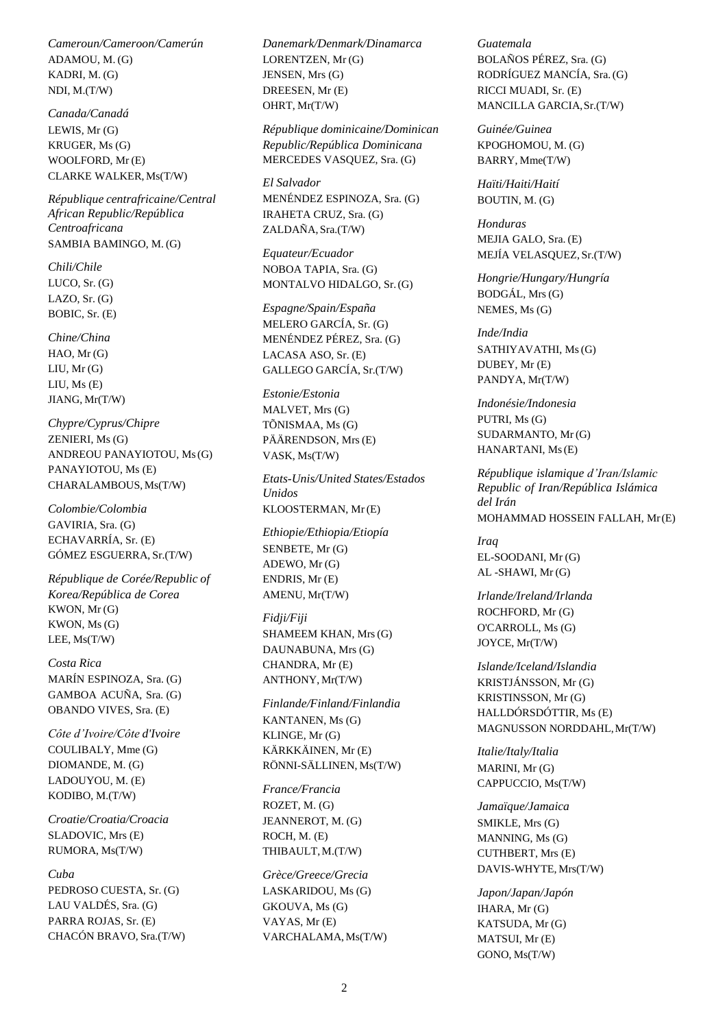*Cameroun/Cameroon/Camerún*
ADAMOU, M. (G)
KADRI, M. (G)
NDI, M.(T/W)

*Canada/Canadá*
LEWIS, Mr (G)
KRUGER, Ms (G)
WOOLFORD, Mr (E)
CLARKE WALKER, Ms(T/W)

*République centrafricaine/Central African Republic/República Centroafricana*
SAMBIA BAMINGO, M. (G)

*Chili/Chile*
LUCO, Sr. (G)
LAZO, Sr. (G)
BOBIC, Sr. (E)

*Chine/China*
HAO, Mr (G)
LIU, Mr (G)
LIU, Ms (E)
JIANG, Mr(T/W)

*Chypre/Cyprus/Chipre*
ZENIERI, Ms (G)
ANDREOU PANAYIOTOU, Ms (G)
PANAYIOTOU, Ms (E)
CHARALAMBOUS, Ms(T/W)

*Colombie/Colombia*
GAVIRIA, Sra. (G)
ECHAVARRÍA, Sr. (E)
GÓMEZ ESGUERRA, Sr.(T/W)

*République de Corée/Republic of Korea/República de Corea*
KWON, Mr (G)
KWON, Ms (G)
LEE, Ms(T/W)

*Costa Rica*
MARÍN ESPINOZA, Sra. (G)
GAMBOA ACUÑA, Sra. (G)
OBANDO VIVES, Sra. (E)

*Côte d'Ivoire/Côte d'Ivoire*
COULIBALY, Mme (G)
DIOMANDE, M. (G)
LADOUYOU, M. (E)
KODIBO, M.(T/W)

*Croatie/Croatia/Croacia*
SLADOVIC, Mrs (E)
RUMORA, Ms(T/W)

*Cuba*
PEDROSO CUESTA, Sr. (G)
LAU VALDÉS, Sra. (G)
PARRA ROJAS, Sr. (E)
CHACÓN BRAVO, Sra.(T/W)

*Danemark/Denmark/Dinamarca*
LORENTZEN, Mr (G)
JENSEN, Mrs (G)
DREESEN, Mr (E)
OHRT, Mr(T/W)

*République dominicaine/Dominican Republic/República Dominicana*
MERCEDES VASQUEZ, Sra. (G)

*El Salvador*
MENÉNDEZ ESPINOZA, Sra. (G)
IRAHETA CRUZ, Sra. (G)
ZALDAÑA, Sra.(T/W)

*Equateur/Ecuador*
NOBOA TAPIA, Sra. (G)
MONTALVO HIDALGO, Sr. (G)

*Espagne/Spain/España*
MELERO GARCÍA, Sr. (G)
MENÉNDEZ PÉREZ, Sra. (G)
LACASA ASO, Sr. (E)
GALLEGO GARCÍA, Sr.(T/W)

*Estonie/Estonia*
MALVET, Mrs (G)
TÕNISMAA, Ms (G)
PÄÄRENDSON, Mrs (E)
VASK, Ms(T/W)

*Etats-Unis/United States/Estados Unidos*
KLOOSTERMAN, Mr (E)

*Ethiopie/Ethiopia/Etiopía*
SENBETE, Mr (G)
ADEWO, Mr (G)
ENDRIS, Mr (E)
AMENU, Mr(T/W)

*Fidji/Fiji*
SHAMEEM KHAN, Mrs (G)
DAUNABUNA, Mrs (G)
CHANDRA, Mr (E)
ANTHONY, Mr(T/W)

*Finlande/Finland/Finlandia*
KANTANEN, Ms (G)
KLINGE, Mr (G)
KÄRKKÄINEN, Mr (E)
RÖNNI-SÄLLINEN, Ms(T/W)

*France/Francia*
ROZET, M. (G)
JEANNEROT, M. (G)
ROCH, M. (E)
THIBAULT, M.(T/W)

*Grèce/Greece/Grecia*
LASKARIDOU, Ms (G)
GKOUVA, Ms (G)
VAYAS, Mr (E)
VARCHALAMA, Ms(T/W)

*Guatemala*
BOLAÑOS PÉREZ, Sra. (G)
RODRÍGUEZ MANCÍA, Sra. (G)
RICCI MUADI, Sr. (E)
MANCILLA GARCIA, Sr.(T/W)

*Guinée/Guinea*
KPOGHOMOU, M. (G)
BARRY, Mme(T/W)

*Haïti/Haiti/Haití*
BOUTIN, M. (G)

*Honduras*
MEJIA GALO, Sra. (E)
MEJÍA VELASQUEZ, Sr.(T/W)

*Hongrie/Hungary/Hungría*
BODGÁL, Mrs (G)
NEMES, Ms (G)

*Inde/India*
SATHIYAVATHI, Ms (G)
DUBEY, Mr (E)
PANDYA, Mr(T/W)

*Indonésie/Indonesia*
PUTRI, Ms (G)
SUDARMANTO, Mr (G)
HANARTANI, Ms (E)

*République islamique d'Iran/Islamic Republic of Iran/República Islámica del Irán*
MOHAMMAD HOSSEIN FALLAH, Mr (E)

*Iraq*
EL-SOODANI, Mr (G)
AL -SHAWI, Mr (G)

*Irlande/Ireland/Irlanda*
ROCHFORD, Mr (G)
O'CARROLL, Ms (G)
JOYCE, Mr(T/W)

*Islande/Iceland/Islandia*
KRISTJÁNSSON, Mr (G)
KRISTINSSON, Mr (G)
HALLDÓRSDÓTTIR, Ms (E)
MAGNUSSON NORDDAHL, Mr(T/W)

*Italie/Italy/Italia*
MARINI, Mr (G)
CAPPUCCIO, Ms(T/W)

*Jamaïque/Jamaica*
SMIKLE, Mrs (G)
MANNING, Ms (G)
CUTHBERT, Mrs (E)
DAVIS-WHYTE, Mrs(T/W)

*Japon/Japan/Japón*
IHARA, Mr (G)
KATSUDA, Mr (G)
MATSUI, Mr (E)
GONO, Ms(T/W)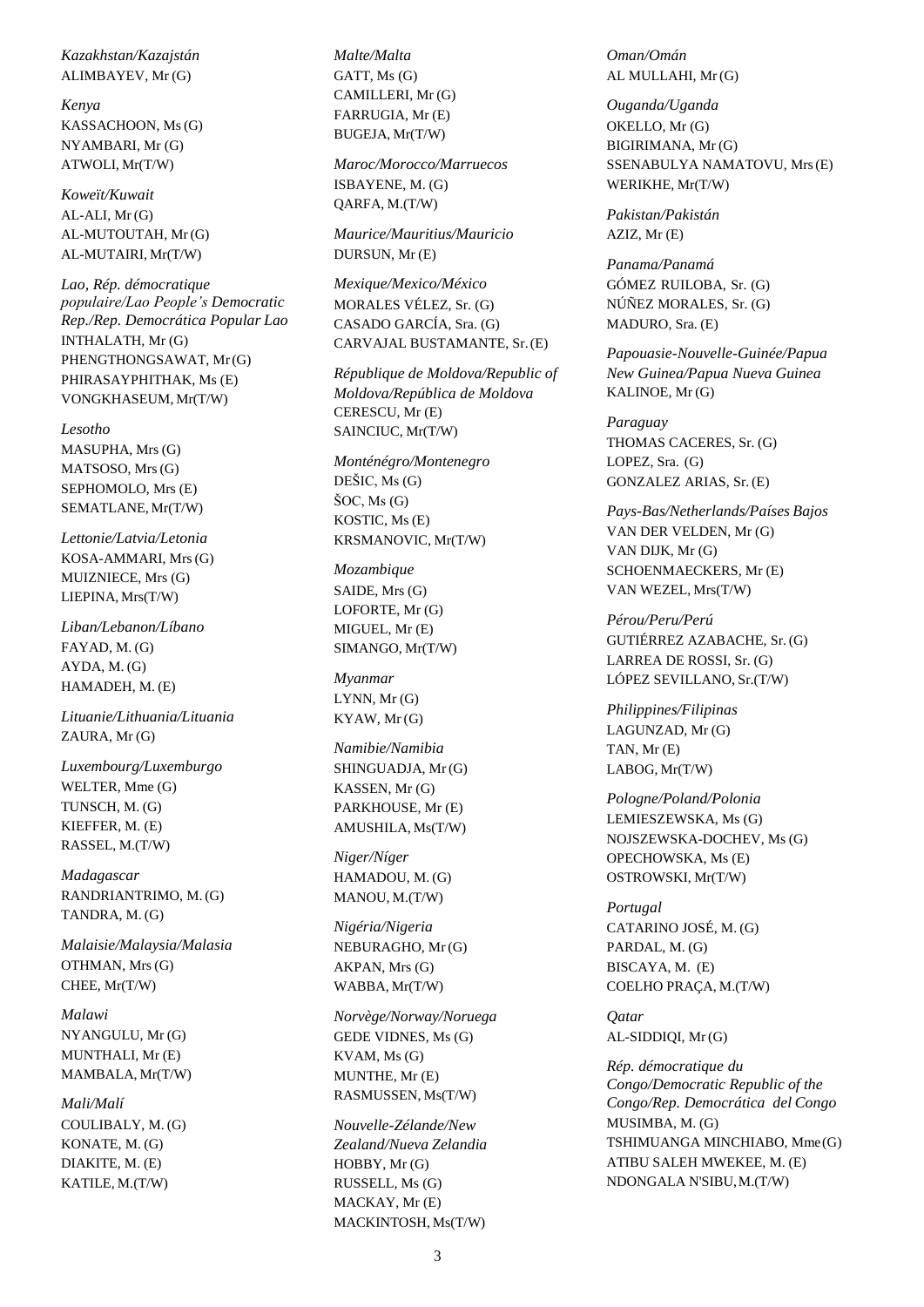*Kazakhstan/Kazajstán*
ALIMBAYEV, Mr (G)

*Kenya*
KASSACHOON, Ms (G)
NYAMBARI, Mr (G)
ATWOLI, Mr(T/W)

*Koweït/Kuwait*
AL-ALI, Mr (G)
AL-MUTOUTAH, Mr (G)
AL-MUTAIRI, Mr(T/W)

*Lao, Rép. démocratique populaire/Lao People's Democratic Rep./Rep. Democrática Popular Lao*
INTHALATH, Mr (G)
PHENGTHONGSAWAT, Mr (G)
PHIRASAYPHITHAK, Ms (E)
VONGKHASEUM, Mr(T/W)

*Lesotho*
MASUPHA, Mrs (G)
MATSOSO, Mrs (G)
SEPHOMOLO, Mrs (E)
SEMATLANE, Mr(T/W)

*Lettonie/Latvia/Letonia*
KOSA-AMMARI, Mrs (G)
MUIZNIECE, Mrs (G)
LIEPINA, Mrs(T/W)

*Liban/Lebanon/Líbano*
FAYAD, M. (G)
AYDA, M. (G)
HAMADEH, M. (E)

*Lituanie/Lithuania/Lituania*
ZAURA, Mr (G)

*Luxembourg/Luxemburgo*
WELTER, Mme (G)
TUNSCH, M. (G)
KIEFFER, M. (E)
RASSEL, M.(T/W)

*Madagascar*
RANDRIANTRIMO, M. (G)
TANDRA, M. (G)

*Malaisie/Malaysia/Malasia*
OTHMAN, Mrs (G)
CHEE, Mr(T/W)

*Malawi*
NYANGULU, Mr (G)
MUNTHALI, Mr (E)
MAMBALA, Mr(T/W)

*Mali/Malí*
COULIBALY, M. (G)
KONATE, M. (G)
DIAKITE, M. (E)
KATILE, M.(T/W)

*Malte/Malta*
GATT, Ms (G)
CAMILLERI, Mr (G)
FARRUGIA, Mr (E)
BUGEJA, Mr(T/W)

*Maroc/Morocco/Marruecos*
ISBAYENE, M. (G)
QARFA, M.(T/W)

*Maurice/Mauritius/Mauricio*
DURSUN, Mr (E)

*Mexique/Mexico/México*
MORALES VÉLEZ, Sr. (G)
CASADO GARCÍA, Sra. (G)
CARVAJAL BUSTAMANTE, Sr. (E)

*République de Moldova/Republic of Moldova/República de Moldova*
CERESCU, Mr (E)
SAINCIUC, Mr(T/W)

*Monténégro/Montenegro*
DEŠIC, Ms (G)
ŠOC, Ms (G)
KOSTIC, Ms (E)
KRSMANOVIC, Mr(T/W)

*Mozambique*
SAIDE, Mrs (G)
LOFORTE, Mr (G)
MIGUEL, Mr (E)
SIMANGO, Mr(T/W)

*Myanmar*
LYNN, Mr (G)
KYAW, Mr (G)

*Namibie/Namibia*
SHINGUADJA, Mr (G)
KASSEN, Mr (G)
PARKHOUSE, Mr (E)
AMUSHILA, Ms(T/W)

*Niger/Níger*
HAMADOU, M. (G)
MANOU, M.(T/W)

*Nigéria/Nigeria*
NEBURAGHO, Mr (G)
AKPAN, Mrs (G)
WABBA, Mr(T/W)

*Norvège/Norway/Noruega*
GEDE VIDNES, Ms (G)
KVAM, Ms (G)
MUNTHE, Mr (E)
RASMUSSEN, Ms(T/W)

*Nouvelle-Zélande/New Zealand/Nueva Zelandia*
HOBBY, Mr (G)
RUSSELL, Ms (G)
MACKAY, Mr (E)
MACKINTOSH, Ms(T/W)

*Oman/Omán*
AL MULLAHI, Mr (G)

*Ouganda/Uganda*
OKELLO, Mr (G)
BIGIRIMANA, Mr (G)
SSENABULYA NAMATOVU, Mrs (E)
WERIKHE, Mr(T/W)

*Pakistan/Pakistán*
AZIZ, Mr (E)

*Panama/Panamá*
GÓMEZ RUILOBA, Sr. (G)
NÚÑEZ MORALES, Sr. (G)
MADURO, Sra. (E)

*Papouasie-Nouvelle-Guinée/Papua New Guinea/Papua Nueva Guinea*
KALINOE, Mr (G)

*Paraguay*
THOMAS CACERES, Sr. (G)
LOPEZ, Sra. (G)
GONZALEZ ARIAS, Sr. (E)

*Pays-Bas/Netherlands/Países Bajos*
VAN DER VELDEN, Mr (G)
VAN DIJK, Mr (G)
SCHOENMAECKERS, Mr (E)
VAN WEZEL, Mrs(T/W)

*Pérou/Peru/Perú*
GUTIÉRREZ AZABACHE, Sr. (G)
LARREA DE ROSSI, Sr. (G)
LÓPEZ SEVILLANO, Sr.(T/W)

*Philippines/Filipinas*
LAGUNZAD, Mr (G)
TAN, Mr (E)
LABOG, Mr(T/W)

*Pologne/Poland/Polonia*
LEMIESZEWSKA, Ms (G)
NOJSZEWSKA-DOCHEV, Ms (G)
OPECHOWSKA, Ms (E)
OSTROWSKI, Mr(T/W)

*Portugal*
CATARINO JOSÉ, M. (G)
PARDAL, M. (G)
BISCAYA, M. (E)
COELHO PRAÇA, M.(T/W)

*Qatar*
AL-SIDDIQI, Mr (G)

*Rép. démocratique du Congo/Democratic Republic of the Congo/Rep. Democrática del Congo*
MUSIMBA, M. (G)
TSHIMUANGA MINCHIABO, Mme (G)
ATIBU SALEH MWEKEE, M. (E)
NDONGALA N'SIBU, M.(T/W)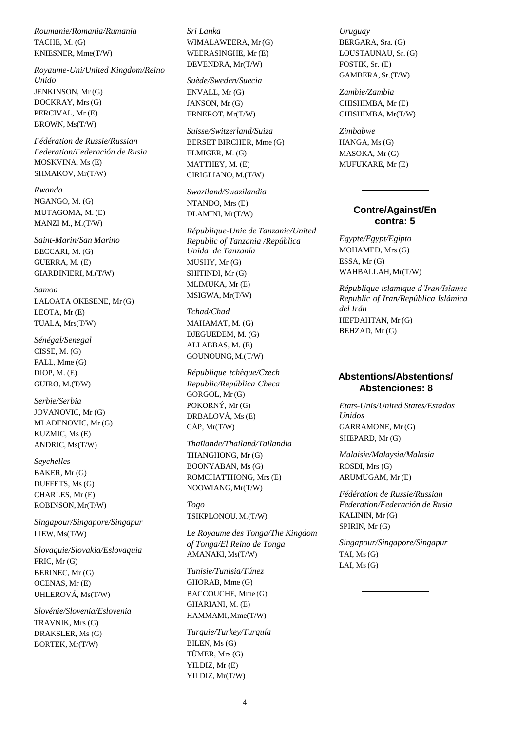*Roumanie/Romania/Rumania*
TACHE, M. (G)
KNIESNER, Mme(T/W)

*Royaume-Uni/United Kingdom/Reino Unido*
JENKINSON, Mr (G)
DOCKRAY, Mrs (G)
PERCIVAL, Mr (E)
BROWN, Ms(T/W)

*Fédération de Russie/Russian Federation/Federación de Rusia*
MOSKVINA, Ms (E)
SHMAKOV, Mr(T/W)

*Rwanda*
NGANGO, M. (G)
MUTAGOMA, M. (E)
MANZI M., M.(T/W)

*Saint-Marin/San Marino*
BECCARI, M. (G)
GUERRA, M. (E)
GIARDINIERI, M.(T/W)

*Samoa*
LALOATA OKESENE, Mr (G)
LEOTA, Mr (E)
TUALA, Mrs(T/W)

*Sénégal/Senegal*
CISSE, M. (G)
FALL, Mme (G)
DIOP, M. (E)
GUIRO, M.(T/W)

*Serbie/Serbia*
JOVANOVIC, Mr (G)
MLADENOVIC, Mr (G)
KUZMIC, Ms (E)
ANDRIC, Ms(T/W)

*Seychelles*
BAKER, Mr (G)
DUFFETS, Ms (G)
CHARLES, Mr (E)
ROBINSON, Mr(T/W)

*Singapour/Singapore/Singapur*
LIEW, Ms(T/W)

*Slovaquie/Slovakia/Eslovaquia*
FRIC, Mr (G)
BERINEC, Mr (G)
OCENAS, Mr (E)
UHLEROVÁ, Ms(T/W)

*Slovénie/Slovenia/Eslovenia*
TRAVNIK, Mrs (G)
DRAKSLER, Ms (G)
BORTEK, Mr(T/W)

*Sri Lanka*
WIMALAWEERA, Mr (G)
WEERASINGHE, Mr (E)
DEVENDRA, Mr(T/W)

*Suède/Sweden/Suecia*
ENVALL, Mr (G)
JANSON, Mr (G)
ERNEROT, Mr(T/W)

*Suisse/Switzerland/Suiza*
BERSET BIRCHER, Mme (G)
ELMIGER, M. (G)
MATTHEY, M. (E)
CIRIGLIANO, M.(T/W)

*Swaziland/Swazilandia*
NTANDO, Mrs (E)
DLAMINI, Mr(T/W)

*République-Unie de Tanzanie/United Republic of Tanzania /República Unida de Tanzanía*
MUSHY, Mr (G)
SHITINDI, Mr (G)
MLIMUKA, Mr (E)
MSIGWA, Mr(T/W)

*Tchad/Chad*
MAHAMAT, M. (G)
DJEGUEDEM, M. (G)
ALI ABBAS, M. (E)
GOUNOUNG, M.(T/W)

*République tchèque/Czech Republic/República Checa*
GORGOL, Mr (G)
POKORNÝ, Mr (G)
DRBALOVÁ, Ms (E)
CÁP, Mr(T/W)

*Thaïlande/Thailand/Tailandia*
THANGHONG, Mr (G)
BOONYABAN, Ms (G)
ROMCHATTHONG, Mrs (E)
NOOWIANG, Mr(T/W)

*Togo*
TSIKPLONOU, M.(T/W)

*Le Royaume des Tonga/The Kingdom of Tonga/El Reino de Tonga*
AMANAKI, Ms(T/W)

*Tunisie/Tunisia/Túnez*
GHORAB, Mme (G)
BACCOUCHE, Mme (G)
GHARIANI, M. (E)
HAMMAMI, Mme(T/W)

*Turquie/Turkey/Turquía*
BILEN, Ms (G)
TÜMER, Mrs (G)
YILDIZ, Mr (E)
YILDIZ, Mr(T/W)

*Uruguay*
BERGARA, Sra. (G)
LOUSTAUNAU, Sr. (G)
FOSTIK, Sr. (E)
GAMBERA, Sr.(T/W)

*Zambie/Zambia*
CHISHIMBA, Mr (E)
CHISHIMBA, Mr(T/W)

*Zimbabwe*
HANGA, Ms (G)
MASOKA, Mr (G)
MUFUKARE, Mr (E)

---

## Contre/Against/En contra: 5

*Egypte/Egypt/Egipto*
MOHAMED, Mrs (G)
ESSA, Mr (G)
WAHBALLAH, Mr(T/W)

*République islamique d'Iran/Islamic Republic of Iran/República Islámica del Irán*
HEFDAHTAN, Mr (G)
BEHZAD, Mr (G)

---

## Abstentions/Abstentions/Abstenciones: 8

*Etats-Unis/United States/Estados Unidos*
GARRAMONE, Mr (G)
SHEPARD, Mr (G)

*Malaisie/Malaysia/Malasia*
ROSDI, Mrs (G)
ARUMUGAM, Mr (E)

*Fédération de Russie/Russian Federation/Federación de Rusia*
KALININ, Mr (G)
SPIRIN, Mr (G)

*Singapour/Singapore/Singapur*
TAI, Ms (G)
LAI, Ms (G)

---